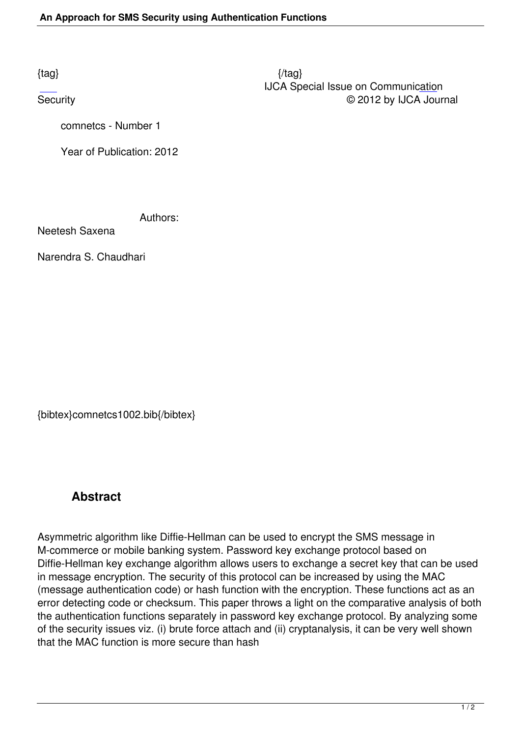{tag} {/tag}
IJCA Special Issue on Communication Security © 2012 by IJCA Journal

comnetcs - Number 1

Year of Publication: 2012

Authors:

Neetesh Saxena

Narendra S. Chaudhari

{bibtex}comnetcs1002.bib{/bibtex}

## Abstract

Asymmetric algorithm like Diffie-Hellman can be used to encrypt the SMS message in M-commerce or mobile banking system. Password key exchange protocol based on Diffie-Hellman key exchange algorithm allows users to exchange a secret key that can be used in message encryption. The security of this protocol can be increased by using the MAC (message authentication code) or hash function with the encryption. These functions act as an error detecting code or checksum. This paper throws a light on the comparative analysis of both the authentication functions separately in password key exchange protocol. By analyzing some of the security issues viz. (i) brute force attach and (ii) cryptanalysis, it can be very well shown that the MAC function is more secure than hash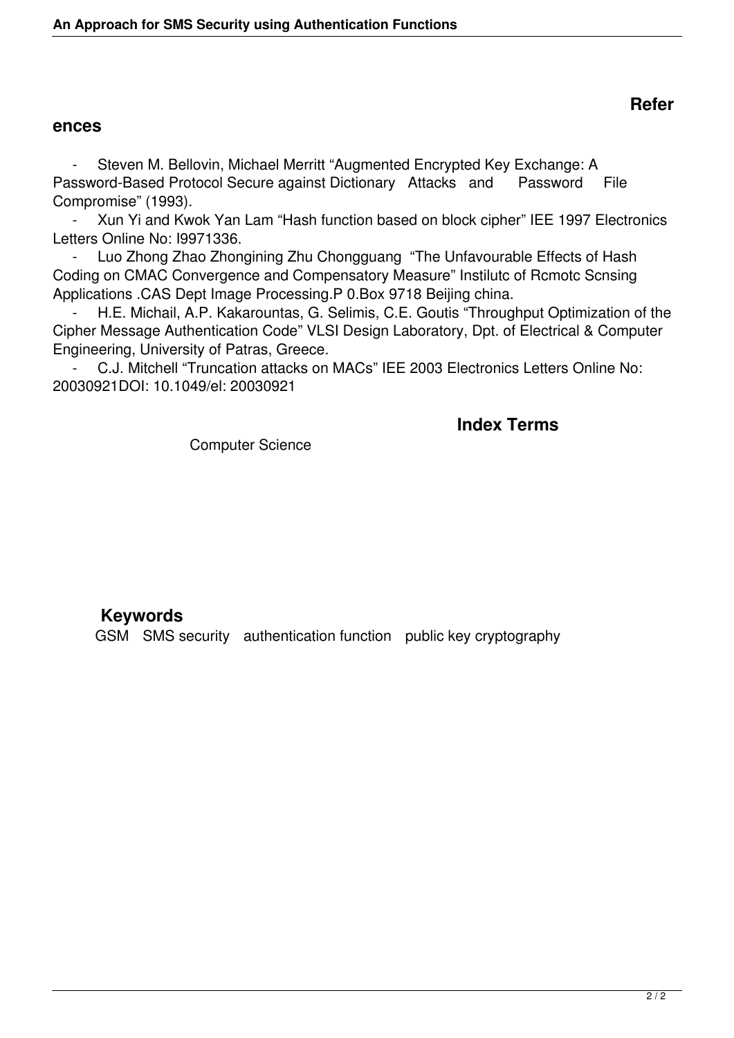## References

- Steven M. Bellovin, Michael Merritt "Augmented Encrypted Key Exchange: A Password-Based Protocol Secure against Dictionary Attacks and Password File Compromise" (1993).
- Xun Yi and Kwok Yan Lam "Hash function based on block cipher" IEE 1997 Electronics Letters Online No: I9971336.
- Luo Zhong Zhao Zhongining Zhu Chongguang "The Unfavourable Effects of Hash Coding on CMAC Convergence and Compensatory Measure" Instilutc of Rcmotc Scnsing Applications .CAS Dept Image Processing.P 0.Box 9718 Beijing china.
- H.E. Michail, A.P. Kakarountas, G. Selimis, C.E. Goutis "Throughput Optimization of the Cipher Message Authentication Code" VLSI Design Laboratory, Dpt. of Electrical & Computer Engineering, University of Patras, Greece.
- C.J. Mitchell "Truncation attacks on MACs" IEE 2003 Electronics Letters Online No: 20030921DOI: 10.1049/el: 20030921

## Index Terms

Computer Science

## Keywords

GSM SMS security authentication function public key cryptography